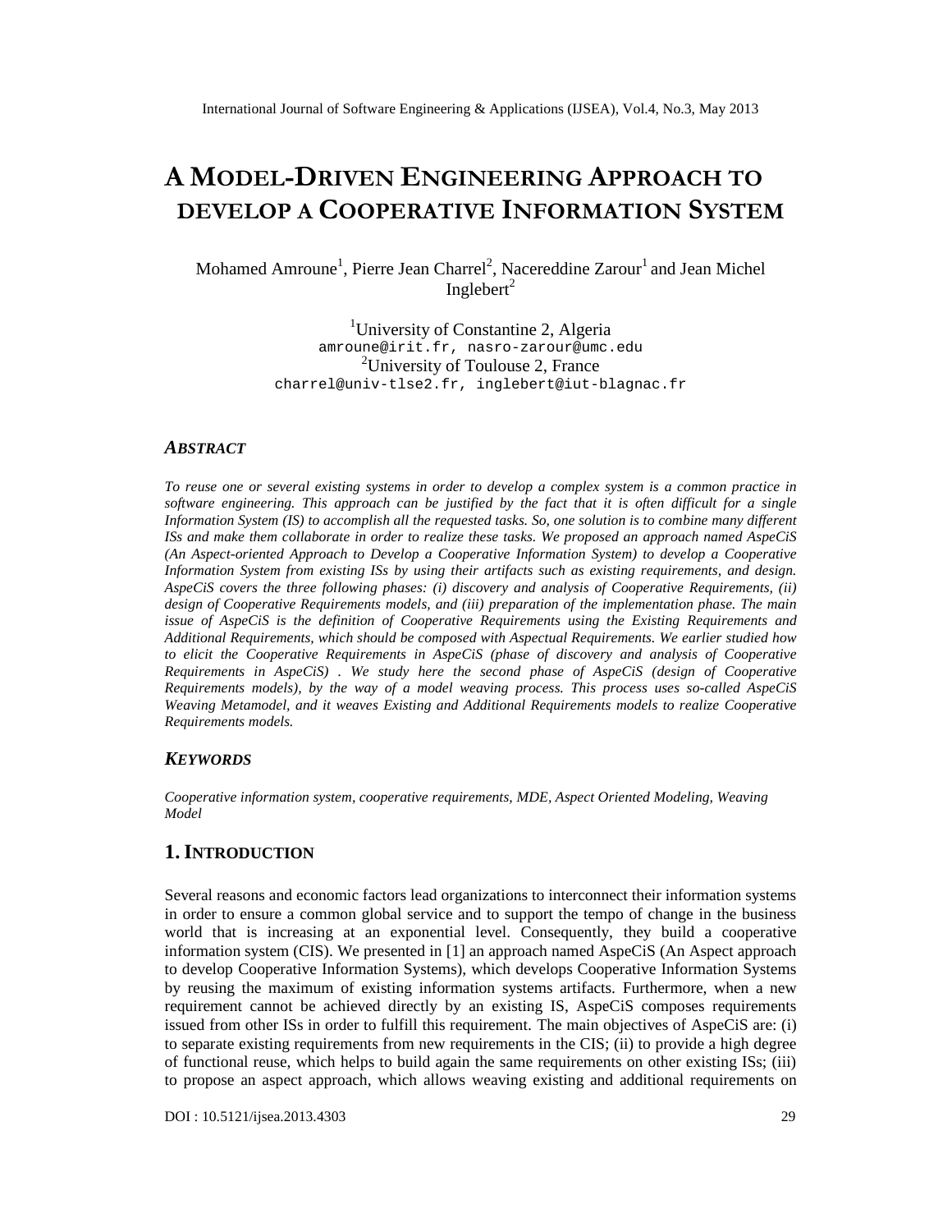# A MODEL-DRIVEN ENGINEERING APPROACH TO DEVELOP A COOPERATIVE INFORMATION SYSTEM

Mohamed Amroune[1], Pierre Jean Charrel[2], Nacereddine Zarour[1] and Jean Michel Inglebert[2]

[1]University of Constantine 2, Algeria
amroune@irit.fr, nasro-zarour@umc.edu
[2]University of Toulouse 2, France
charrel@univ-tlse2.fr, inglebert@iut-blagnac.fr

### *ABSTRACT*

*To reuse one or several existing systems in order to develop a complex system is a common practice in software engineering. This approach can be justified by the fact that it is often difficult for a single Information System (IS) to accomplish all the requested tasks. So, one solution is to combine many different ISs and make them collaborate in order to realize these tasks. We proposed an approach named AspeCiS (An Aspect-oriented Approach to Develop a Cooperative Information System) to develop a Cooperative Information System from existing ISs by using their artifacts such as existing requirements, and design. AspeCiS covers the three following phases: (i) discovery and analysis of Cooperative Requirements, (ii) design of Cooperative Requirements models, and (iii) preparation of the implementation phase. The main issue of AspeCiS is the definition of Cooperative Requirements using the Existing Requirements and Additional Requirements, which should be composed with Aspectual Requirements. We earlier studied how to elicit the Cooperative Requirements in AspeCiS (phase of discovery and analysis of Cooperative Requirements in AspeCiS) . We study here the second phase of AspeCiS (design of Cooperative Requirements models), by the way of a model weaving process. This process uses so-called AspeCiS Weaving Metamodel, and it weaves Existing and Additional Requirements models to realize Cooperative Requirements models.*

### *KEYWORDS*

*Cooperative information system, cooperative requirements, MDE, Aspect Oriented Modeling, Weaving Model*

## 1. INTRODUCTION

Several reasons and economic factors lead organizations to interconnect their information systems in order to ensure a common global service and to support the tempo of change in the business world that is increasing at an exponential level. Consequently, they build a cooperative information system (CIS). We presented in [1] an approach named AspeCiS (An Aspect approach to develop Cooperative Information Systems), which develops Cooperative Information Systems by reusing the maximum of existing information systems artifacts. Furthermore, when a new requirement cannot be achieved directly by an existing IS, AspeCiS composes requirements issued from other ISs in order to fulfill this requirement. The main objectives of AspeCiS are: (i) to separate existing requirements from new requirements in the CIS; (ii) to provide a high degree of functional reuse, which helps to build again the same requirements on other existing ISs; (iii) to propose an aspect approach, which allows weaving existing and additional requirements on

DOI : 10.5121/ijsea.2013.4303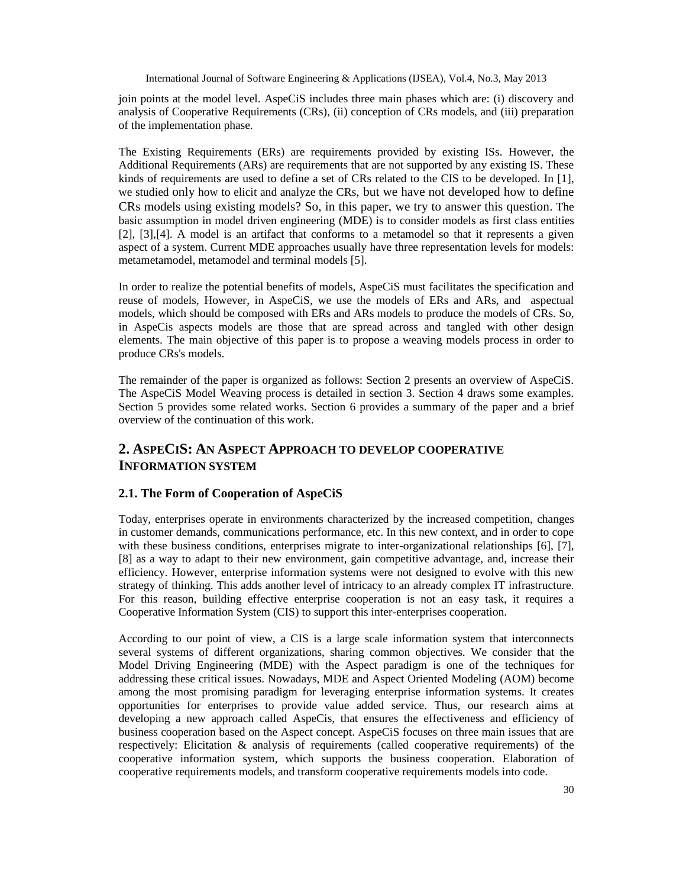join points at the model level. AspeCiS includes three main phases which are: (i) discovery and analysis of Cooperative Requirements (CRs), (ii) conception of CRs models, and (iii) preparation of the implementation phase.

The Existing Requirements (ERs) are requirements provided by existing ISs. However, the Additional Requirements (ARs) are requirements that are not supported by any existing IS. These kinds of requirements are used to define a set of CRs related to the CIS to be developed. In [1], we studied only how to elicit and analyze the CRs, but we have not developed how to define CRs models using existing models? So, in this paper, we try to answer this question. The basic assumption in model driven engineering (MDE) is to consider models as first class entities [2], [3],[4]. A model is an artifact that conforms to a metamodel so that it represents a given aspect of a system. Current MDE approaches usually have three representation levels for models: metametamodel, metamodel and terminal models [5].

In order to realize the potential benefits of models, AspeCiS must facilitates the specification and reuse of models, However, in AspeCiS, we use the models of ERs and ARs, and aspectual models, which should be composed with ERs and ARs models to produce the models of CRs. So, in AspeCis aspects models are those that are spread across and tangled with other design elements. The main objective of this paper is to propose a weaving models process in order to produce CRs's models.

The remainder of the paper is organized as follows: Section 2 presents an overview of AspeCiS. The AspeCiS Model Weaving process is detailed in section 3. Section 4 draws some examples. Section 5 provides some related works. Section 6 provides a summary of the paper and a brief overview of the continuation of this work.

## 2. AspeCiS: An Aspect Approach to develop cooperative Information system

### 2.1. The Form of Cooperation of AspeCiS

Today, enterprises operate in environments characterized by the increased competition, changes in customer demands, communications performance, etc. In this new context, and in order to cope with these business conditions, enterprises migrate to inter-organizational relationships [6], [7], [8] as a way to adapt to their new environment, gain competitive advantage, and, increase their efficiency. However, enterprise information systems were not designed to evolve with this new strategy of thinking. This adds another level of intricacy to an already complex IT infrastructure. For this reason, building effective enterprise cooperation is not an easy task, it requires a Cooperative Information System (CIS) to support this inter-enterprises cooperation.

According to our point of view, a CIS is a large scale information system that interconnects several systems of different organizations, sharing common objectives. We consider that the Model Driving Engineering (MDE) with the Aspect paradigm is one of the techniques for addressing these critical issues. Nowadays, MDE and Aspect Oriented Modeling (AOM) become among the most promising paradigm for leveraging enterprise information systems. It creates opportunities for enterprises to provide value added service. Thus, our research aims at developing a new approach called AspeCis, that ensures the effectiveness and efficiency of business cooperation based on the Aspect concept. AspeCiS focuses on three main issues that are respectively: Elicitation & analysis of requirements (called cooperative requirements) of the cooperative information system, which supports the business cooperation. Elaboration of cooperative requirements models, and transform cooperative requirements models into code.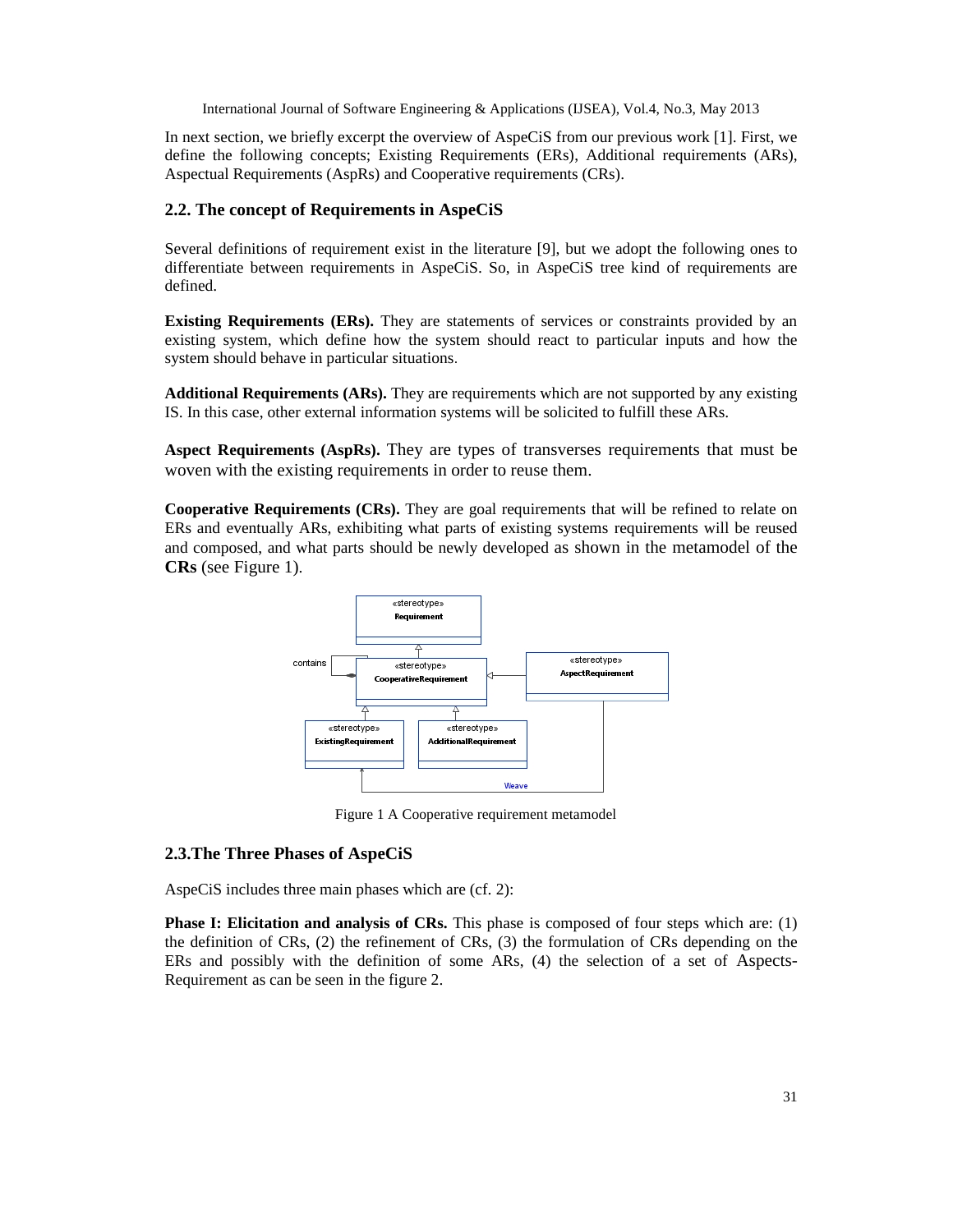In next section, we briefly excerpt the overview of AspeCiS from our previous work [1]. First, we define the following concepts; Existing Requirements (ERs), Additional requirements (ARs), Aspectual Requirements (AspRs) and Cooperative requirements (CRs).

## 2.2. The concept of Requirements in AspeCiS

Several definitions of requirement exist in the literature [9], but we adopt the following ones to differentiate between requirements in AspeCiS. So, in AspeCiS tree kind of requirements are defined.

**Existing Requirements (ERs).** They are statements of services or constraints provided by an existing system, which define how the system should react to particular inputs and how the system should behave in particular situations.

**Additional Requirements (ARs).** They are requirements which are not supported by any existing IS. In this case, other external information systems will be solicited to fulfill these ARs.

**Aspect Requirements (AspRs).** They are types of transverses requirements that must be woven with the existing requirements in order to reuse them.

**Cooperative Requirements (CRs).** They are goal requirements that will be refined to relate on ERs and eventually ARs, exhibiting what parts of existing systems requirements will be reused and composed, and what parts should be newly developed as shown in the metamodel of the **CRs** (see Figure 1).

Figure 1 A Cooperative requirement metamodel

## 2.3.The Three Phases of AspeCiS

AspeCiS includes three main phases which are (cf. 2):

**Phase I: Elicitation and analysis of CRs.** This phase is composed of four steps which are: (1) the definition of CRs, (2) the refinement of CRs, (3) the formulation of CRs depending on the ERs and possibly with the definition of some ARs, (4) the selection of a set of Aspects-Requirement as can be seen in the figure 2.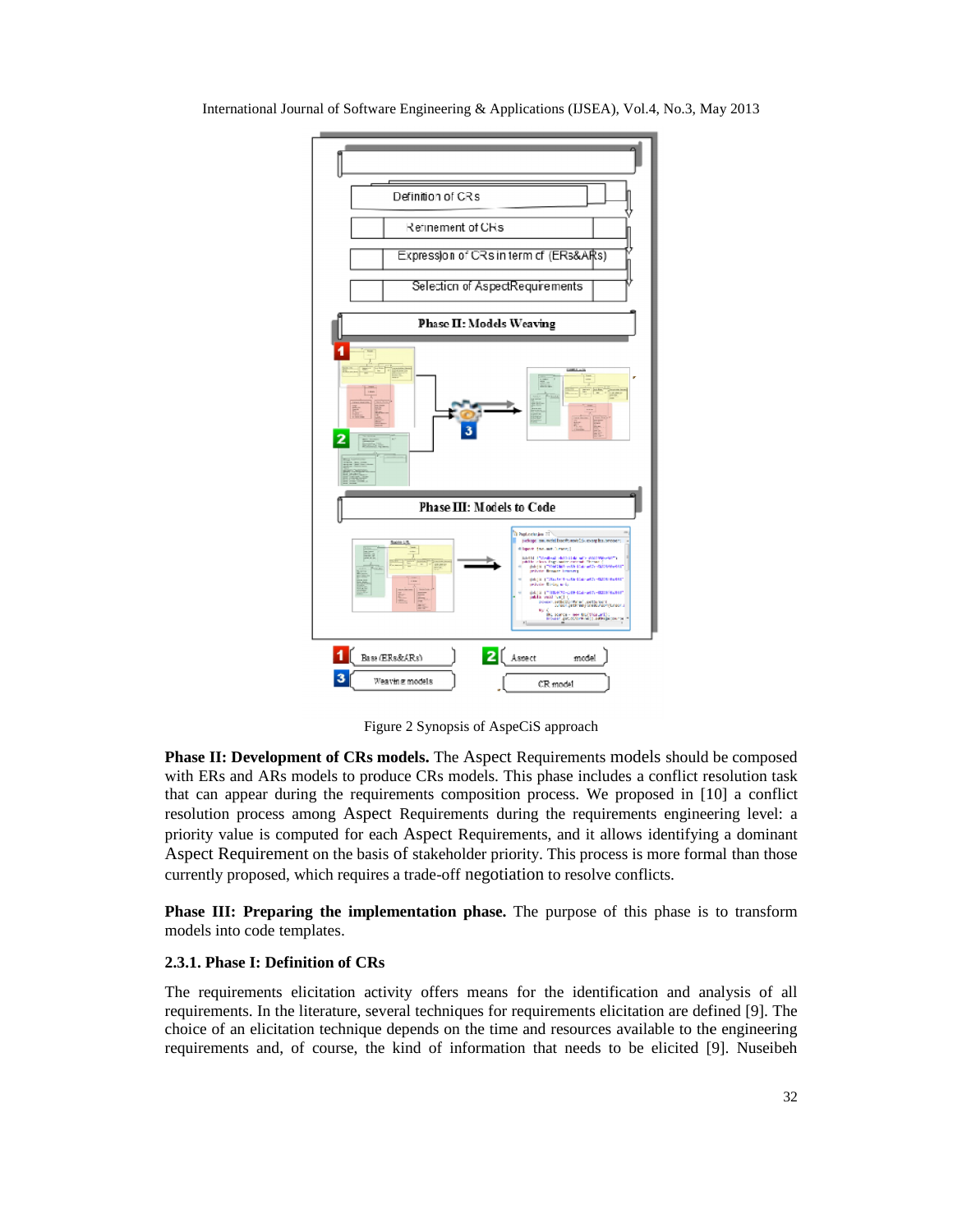Figure 2 Synopsis of AspeCiS approach

**Phase II: Development of CRs models.** The Aspect Requirements models should be composed with ERs and ARs models to produce CRs models. This phase includes a conflict resolution task that can appear during the requirements composition process. We proposed in [10] a conflict resolution process among Aspect Requirements during the requirements engineering level: a priority value is computed for each Aspect Requirements, and it allows identifying a dominant Aspect Requirement on the basis of stakeholder priority. This process is more formal than those currently proposed, which requires a trade-off negotiation to resolve conflicts.

**Phase III: Preparing the implementation phase.** The purpose of this phase is to transform models into code templates.

### 2.3.1. Phase I: Definition of CRs

The requirements elicitation activity offers means for the identification and analysis of all requirements. In the literature, several techniques for requirements elicitation are defined [9]. The choice of an elicitation technique depends on the time and resources available to the engineering requirements and, of course, the kind of information that needs to be elicited [9]. Nuseibeh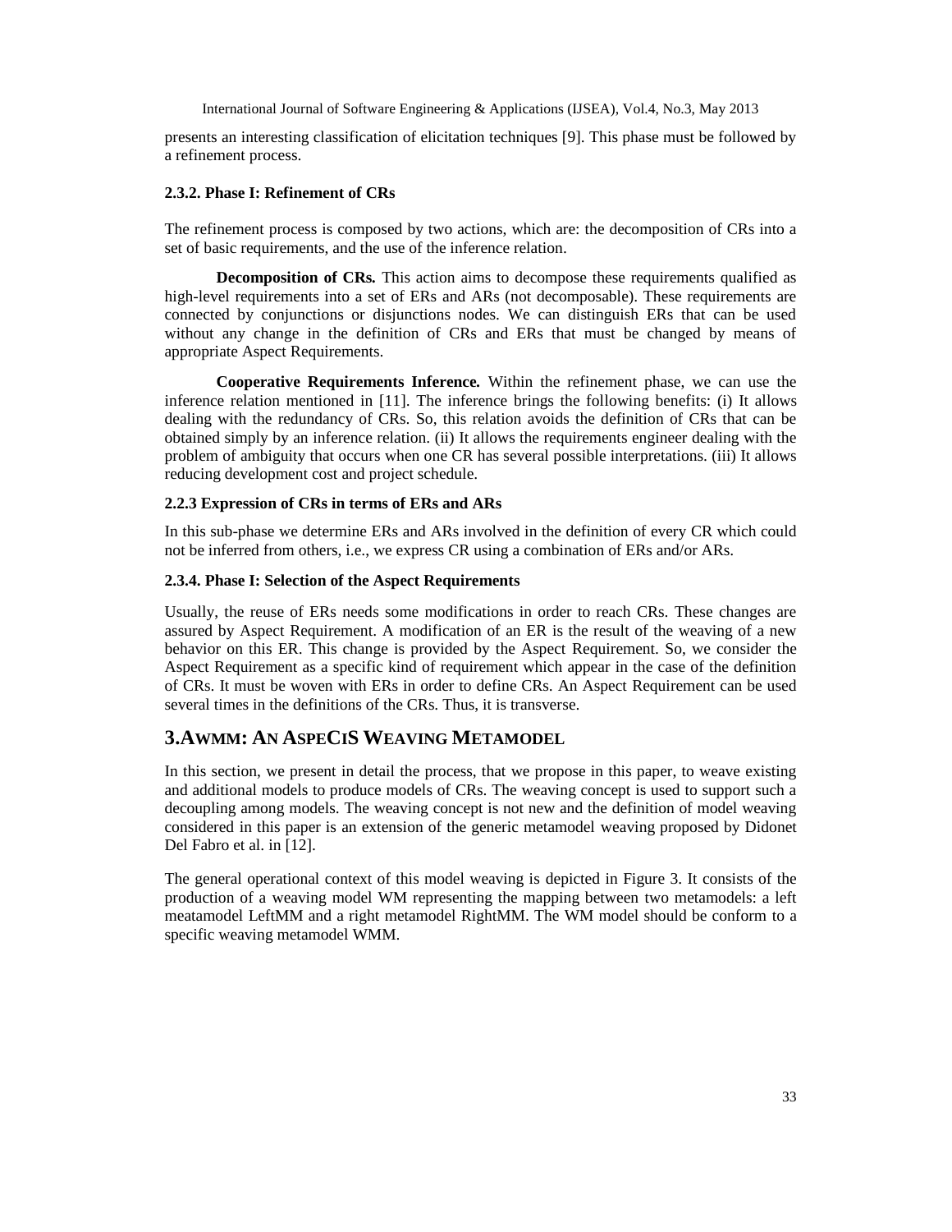presents an interesting classification of elicitation techniques [9]. This phase must be followed by a refinement process.

#### 2.3.2. Phase I: Refinement of CRs

The refinement process is composed by two actions, which are: the decomposition of CRs into a set of basic requirements, and the use of the inference relation.

**Decomposition of CRs.** This action aims to decompose these requirements qualified as high-level requirements into a set of ERs and ARs (not decomposable). These requirements are connected by conjunctions or disjunctions nodes. We can distinguish ERs that can be used without any change in the definition of CRs and ERs that must be changed by means of appropriate Aspect Requirements.

**Cooperative Requirements Inference.** Within the refinement phase, we can use the inference relation mentioned in [11]. The inference brings the following benefits: (i) It allows dealing with the redundancy of CRs. So, this relation avoids the definition of CRs that can be obtained simply by an inference relation. (ii) It allows the requirements engineer dealing with the problem of ambiguity that occurs when one CR has several possible interpretations. (iii) It allows reducing development cost and project schedule.

#### 2.2.3 Expression of CRs in terms of ERs and ARs

In this sub-phase we determine ERs and ARs involved in the definition of every CR which could not be inferred from others, i.e., we express CR using a combination of ERs and/or ARs.

#### 2.3.4. Phase I: Selection of the Aspect Requirements

Usually, the reuse of ERs needs some modifications in order to reach CRs. These changes are assured by Aspect Requirement. A modification of an ER is the result of the weaving of a new behavior on this ER. This change is provided by the Aspect Requirement. So, we consider the Aspect Requirement as a specific kind of requirement which appear in the case of the definition of CRs. It must be woven with ERs in order to define CRs. An Aspect Requirement can be used several times in the definitions of the CRs. Thus, it is transverse.

## 3.AWMM: AN ASPECIS WEAVING METAMODEL

In this section, we present in detail the process, that we propose in this paper, to weave existing and additional models to produce models of CRs. The weaving concept is used to support such a decoupling among models. The weaving concept is not new and the definition of model weaving considered in this paper is an extension of the generic metamodel weaving proposed by Didonet Del Fabro et al. in [12].

The general operational context of this model weaving is depicted in Figure 3. It consists of the production of a weaving model WM representing the mapping between two metamodels: a left meatamodel LeftMM and a right metamodel RightMM. The WM model should be conform to a specific weaving metamodel WMM.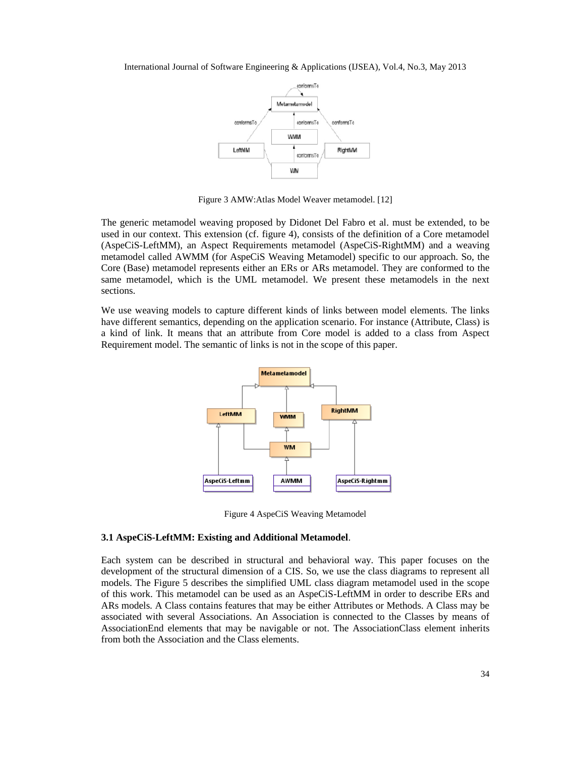Figure 3 AMW:Atlas Model Weaver metamodel. [12]

The generic metamodel weaving proposed by Didonet Del Fabro et al. must be extended, to be used in our context. This extension (cf. figure 4), consists of the definition of a Core metamodel (AspeCiS-LeftMM), an Aspect Requirements metamodel (AspeCiS-RightMM) and a weaving metamodel called AWMM (for AspeCiS Weaving Metamodel) specific to our approach. So, the Core (Base) metamodel represents either an ERs or ARs metamodel. They are conformed to the same metamodel, which is the UML metamodel. We present these metamodels in the next sections.

We use weaving models to capture different kinds of links between model elements. The links have different semantics, depending on the application scenario. For instance (Attribute, Class) is a kind of link. It means that an attribute from Core model is added to a class from Aspect Requirement model. The semantic of links is not in the scope of this paper.

Figure 4 AspeCiS Weaving Metamodel

### 3.1 AspeCiS-LeftMM: Existing and Additional Metamodel.

Each system can be described in structural and behavioral way. This paper focuses on the development of the structural dimension of a CIS. So, we use the class diagrams to represent all models. The Figure 5 describes the simplified UML class diagram metamodel used in the scope of this work. This metamodel can be used as an AspeCiS-LeftMM in order to describe ERs and ARs models. A Class contains features that may be either Attributes or Methods. A Class may be associated with several Associations. An Association is connected to the Classes by means of AssociationEnd elements that may be navigable or not. The AssociationClass element inherits from both the Association and the Class elements.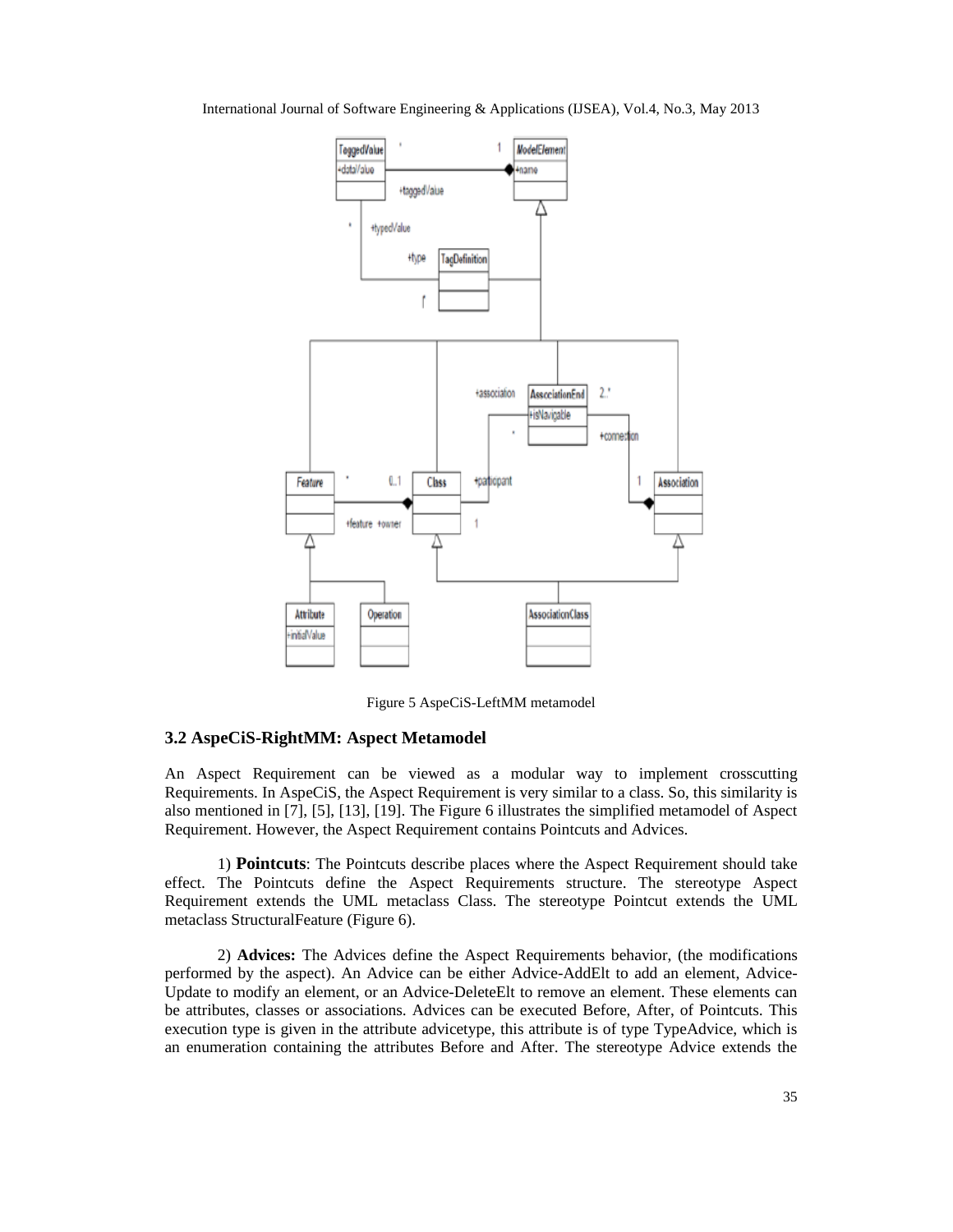Figure 5 AspeCiS-LeftMM metamodel

### 3.2 AspeCiS-RightMM: Aspect Metamodel

An Aspect Requirement can be viewed as a modular way to implement crosscutting Requirements. In AspeCiS, the Aspect Requirement is very similar to a class. So, this similarity is also mentioned in [7], [5], [13], [19]. The Figure 6 illustrates the simplified metamodel of Aspect Requirement. However, the Aspect Requirement contains Pointcuts and Advices.

1) **Pointcuts**: The Pointcuts describe places where the Aspect Requirement should take effect. The Pointcuts define the Aspect Requirements structure. The stereotype Aspect Requirement extends the UML metaclass Class. The stereotype Pointcut extends the UML metaclass StructuralFeature (Figure 6).

2) **Advices:** The Advices define the Aspect Requirements behavior, (the modifications performed by the aspect). An Advice can be either Advice-AddElt to add an element, Advice-Update to modify an element, or an Advice-DeleteElt to remove an element. These elements can be attributes, classes or associations. Advices can be executed Before, After, of Pointcuts. This execution type is given in the attribute advicetype, this attribute is of type TypeAdvice, which is an enumeration containing the attributes Before and After. The stereotype Advice extends the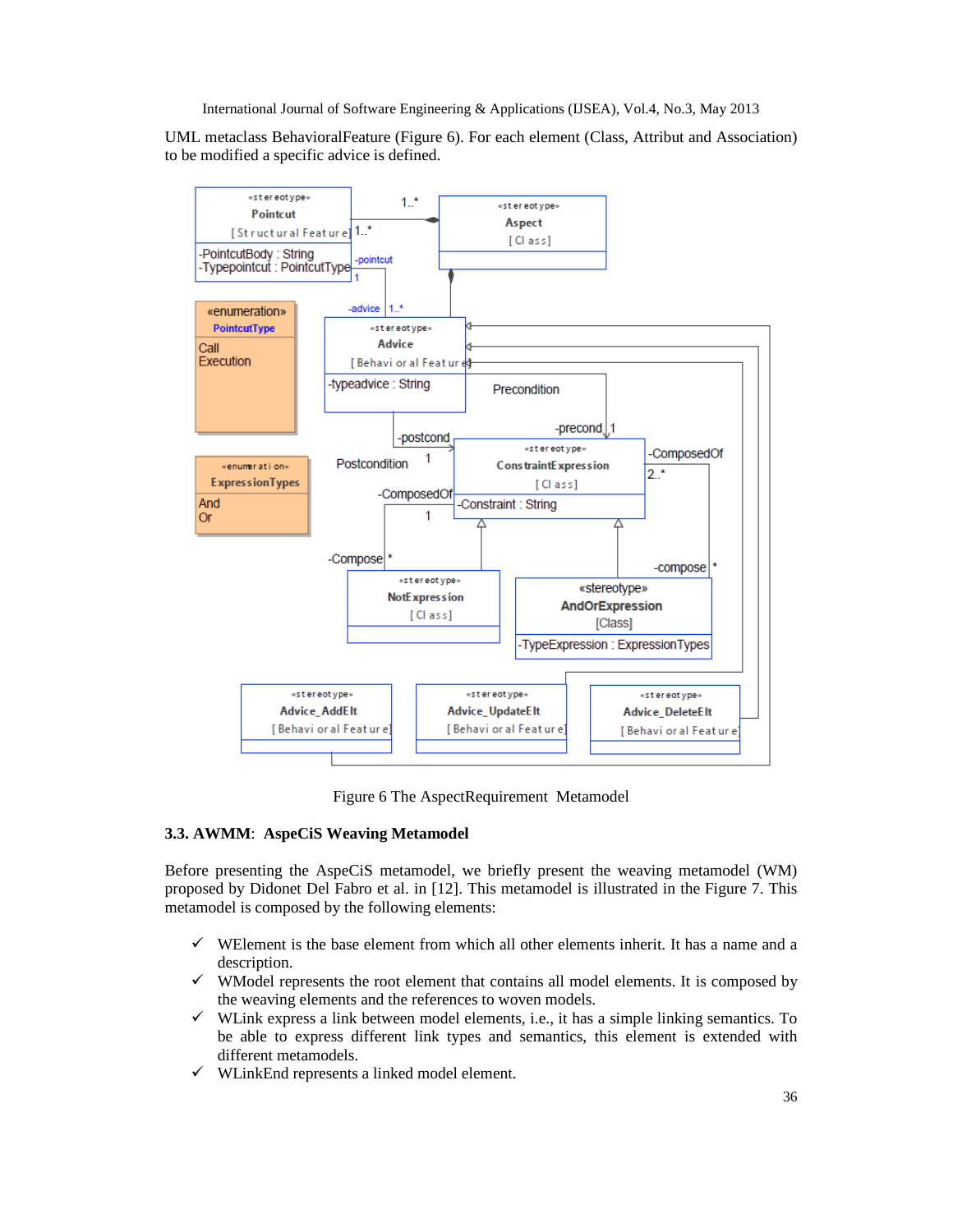UML metaclass BehavioralFeature (Figure 6). For each element (Class, Attribut and Association) to be modified a specific advice is defined.

Figure 6 The AspectRequirement Metamodel

### 3.3. AWMM: AspeCiS Weaving Metamodel

Before presenting the AspeCiS metamodel, we briefly present the weaving metamodel (WM) proposed by Didonet Del Fabro et al. in [12]. This metamodel is illustrated in the Figure 7. This metamodel is composed by the following elements:

- ✓ WElement is the base element from which all other elements inherit. It has a name and a description.
- ✓ WModel represents the root element that contains all model elements. It is composed by the weaving elements and the references to woven models.
- ✓ WLink express a link between model elements, i.e., it has a simple linking semantics. To be able to express different link types and semantics, this element is extended with different metamodels.
- ✓ WLinkEnd represents a linked model element.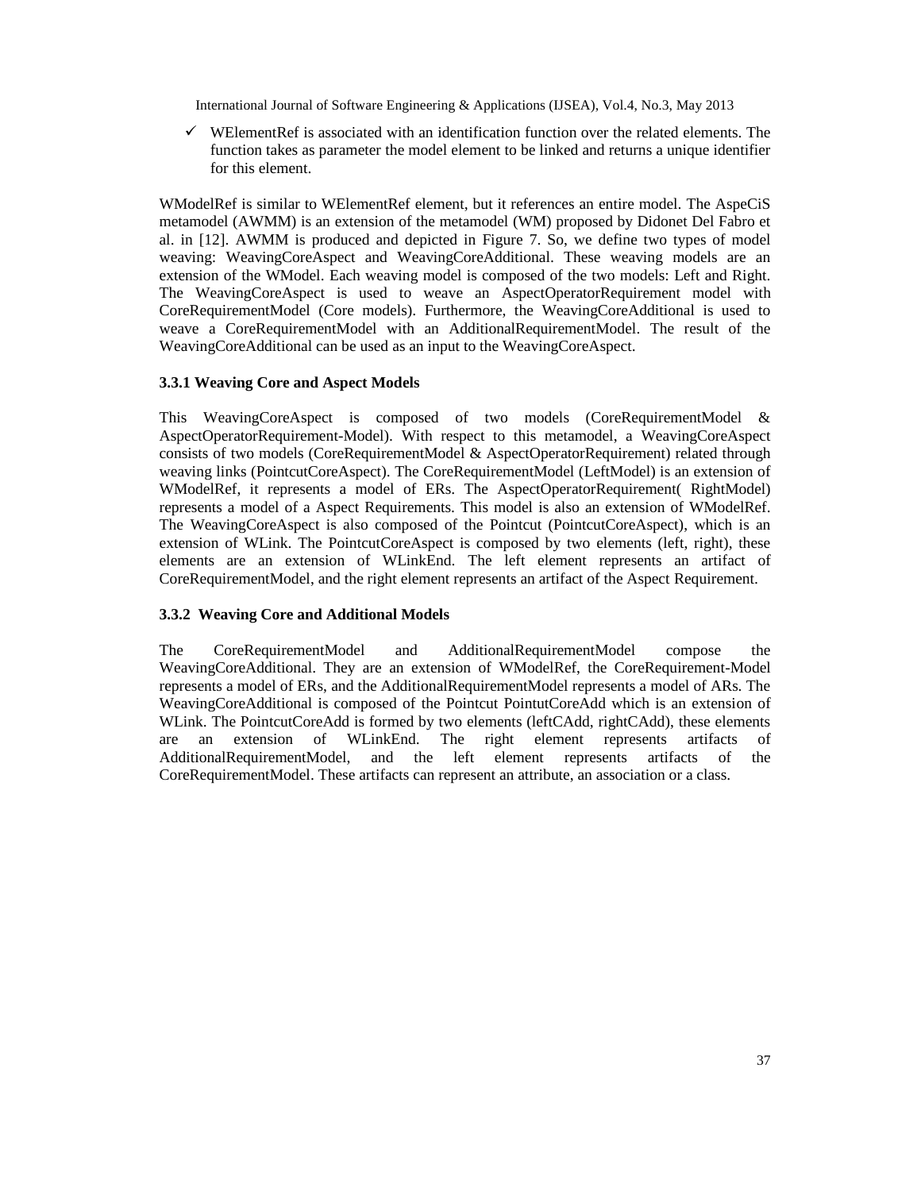- ✓ WElementRef is associated with an identification function over the related elements. The function takes as parameter the model element to be linked and returns a unique identifier for this element.

WModelRef is similar to WElementRef element, but it references an entire model. The AspeCiS metamodel (AWMM) is an extension of the metamodel (WM) proposed by Didonet Del Fabro et al. in [12]. AWMM is produced and depicted in Figure 7. So, we define two types of model weaving: WeavingCoreAspect and WeavingCoreAdditional. These weaving models are an extension of the WModel. Each weaving model is composed of the two models: Left and Right. The WeavingCoreAspect is used to weave an AspectOperatorRequirement model with CoreRequirementModel (Core models). Furthermore, the WeavingCoreAdditional is used to weave a CoreRequirementModel with an AdditionalRequirementModel. The result of the WeavingCoreAdditional can be used as an input to the WeavingCoreAspect.

### 3.3.1 Weaving Core and Aspect Models

This WeavingCoreAspect is composed of two models (CoreRequirementModel & AspectOperatorRequirement-Model). With respect to this metamodel, a WeavingCoreAspect consists of two models (CoreRequirementModel & AspectOperatorRequirement) related through weaving links (PointcutCoreAspect). The CoreRequirementModel (LeftModel) is an extension of WModelRef, it represents a model of ERs. The AspectOperatorRequirement( RightModel) represents a model of a Aspect Requirements. This model is also an extension of WModelRef. The WeavingCoreAspect is also composed of the Pointcut (PointcutCoreAspect), which is an extension of WLink. The PointcutCoreAspect is composed by two elements (left, right), these elements are an extension of WLinkEnd. The left element represents an artifact of CoreRequirementModel, and the right element represents an artifact of the Aspect Requirement.

### 3.3.2 Weaving Core and Additional Models

The CoreRequirementModel and AdditionalRequirementModel compose the WeavingCoreAdditional. They are an extension of WModelRef, the CoreRequirement-Model represents a model of ERs, and the AdditionalRequirementModel represents a model of ARs. The WeavingCoreAdditional is composed of the Pointcut PointutCoreAdd which is an extension of WLink. The PointcutCoreAdd is formed by two elements (leftCAdd, rightCAdd), these elements are an extension of WLinkEnd. The right element represents artifacts of AdditionalRequirementModel, and the left element represents artifacts of the CoreRequirementModel. These artifacts can represent an attribute, an association or a class.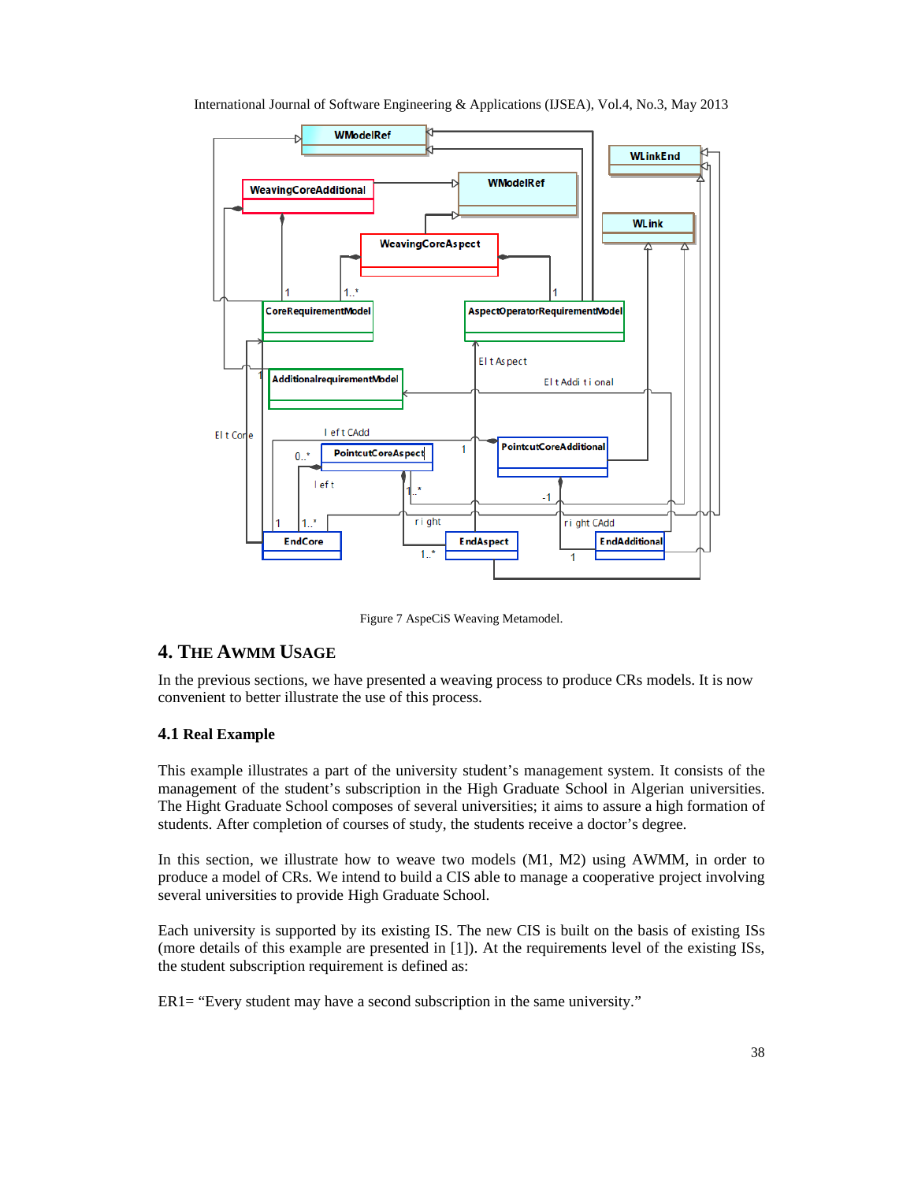Figure 7 AspeCiS Weaving Metamodel.

## 4. THE AWMM USAGE

In the previous sections, we have presented a weaving process to produce CRs models. It is now convenient to better illustrate the use of this process.

### 4.1 Real Example

This example illustrates a part of the university student's management system. It consists of the management of the student's subscription in the High Graduate School in Algerian universities. The Hight Graduate School composes of several universities; it aims to assure a high formation of students. After completion of courses of study, the students receive a doctor's degree.

In this section, we illustrate how to weave two models (M1, M2) using AWMM, in order to produce a model of CRs. We intend to build a CIS able to manage a cooperative project involving several universities to provide High Graduate School.

Each university is supported by its existing IS. The new CIS is built on the basis of existing ISs (more details of this example are presented in [1]). At the requirements level of the existing ISs, the student subscription requirement is defined as:

ER1= "Every student may have a second subscription in the same university."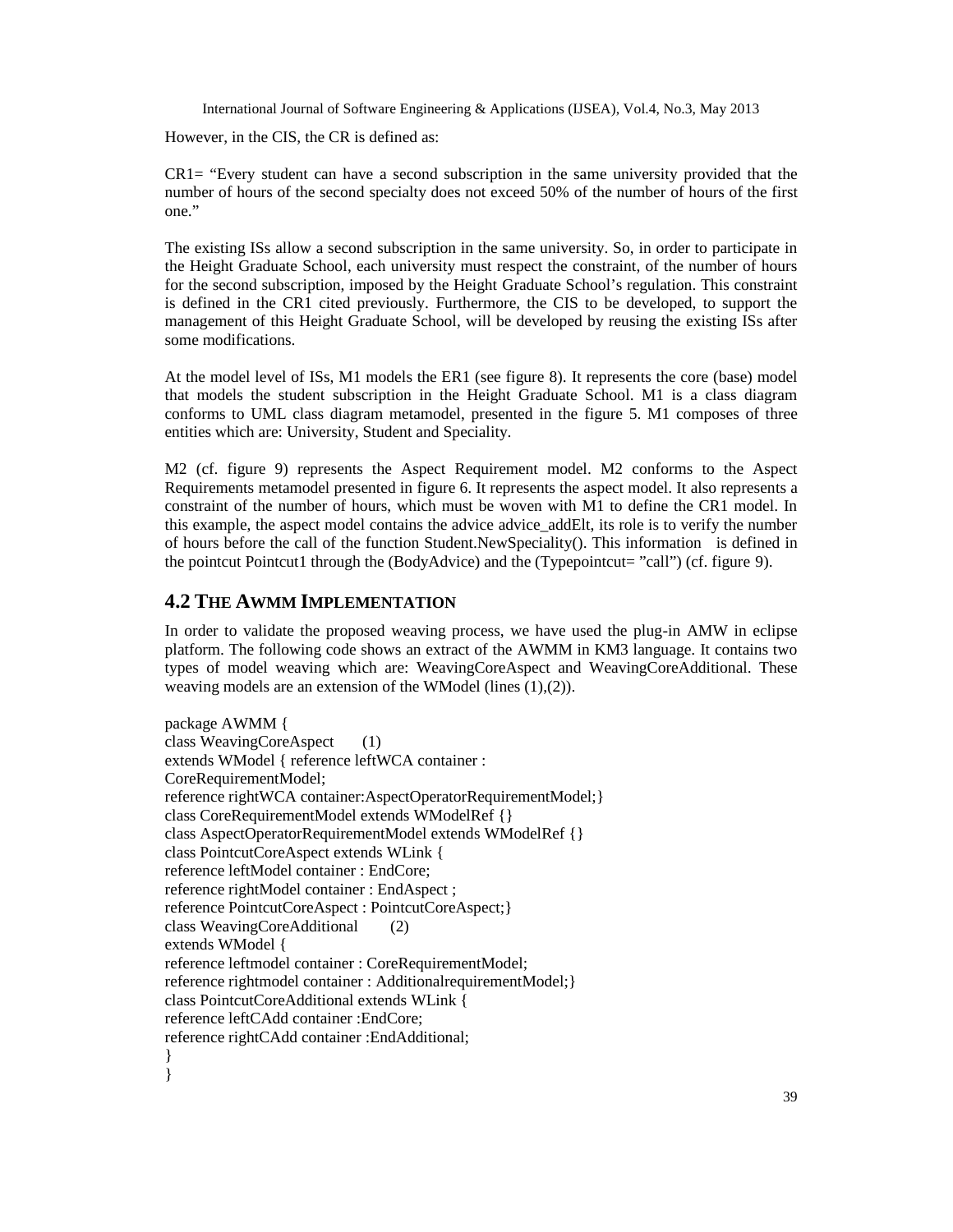However, in the CIS, the CR is defined as:

CR1= "Every student can have a second subscription in the same university provided that the number of hours of the second specialty does not exceed 50% of the number of hours of the first one."

The existing ISs allow a second subscription in the same university. So, in order to participate in the Height Graduate School, each university must respect the constraint, of the number of hours for the second subscription, imposed by the Height Graduate School's regulation. This constraint is defined in the CR1 cited previously. Furthermore, the CIS to be developed, to support the management of this Height Graduate School, will be developed by reusing the existing ISs after some modifications.

At the model level of ISs, M1 models the ER1 (see figure 8). It represents the core (base) model that models the student subscription in the Height Graduate School. M1 is a class diagram conforms to UML class diagram metamodel, presented in the figure 5. M1 composes of three entities which are: University, Student and Speciality.

M2 (cf. figure 9) represents the Aspect Requirement model. M2 conforms to the Aspect Requirements metamodel presented in figure 6. It represents the aspect model. It also represents a constraint of the number of hours, which must be woven with M1 to define the CR1 model. In this example, the aspect model contains the advice advice_addElt, its role is to verify the number of hours before the call of the function Student.NewSpeciality(). This information is defined in the pointcut Pointcut1 through the (BodyAdvice) and the (Typepointcut= "call") (cf. figure 9).

## 4.2 The AWMM Implementation

In order to validate the proposed weaving process, we have used the plug-in AMW in eclipse platform. The following code shows an extract of the AWMM in KM3 language. It contains two types of model weaving which are: WeavingCoreAspect and WeavingCoreAdditional. These weaving models are an extension of the WModel (lines (1),(2)).

```
package AWMM {
class WeavingCoreAspect      (1)
extends WModel { reference leftWCA container :
CoreRequirementModel;
reference rightWCA container:AspectOperatorRequirementModel;}
class CoreRequirementModel extends WModelRef {}
class AspectOperatorRequirementModel extends WModelRef {}
class PointcutCoreAspect extends WLink {
reference leftModel container : EndCore;
reference rightModel container : EndAspect ;
reference PointcutCoreAspect : PointcutCoreAspect;}
class WeavingCoreAdditional      (2)
extends WModel {
reference leftmodel container : CoreRequirementModel;
reference rightmodel container : AdditionalrequirementModel;}
class PointcutCoreAdditional extends WLink {
reference leftCAdd container :EndCore;
reference rightCAdd container :EndAdditional;
}
}
```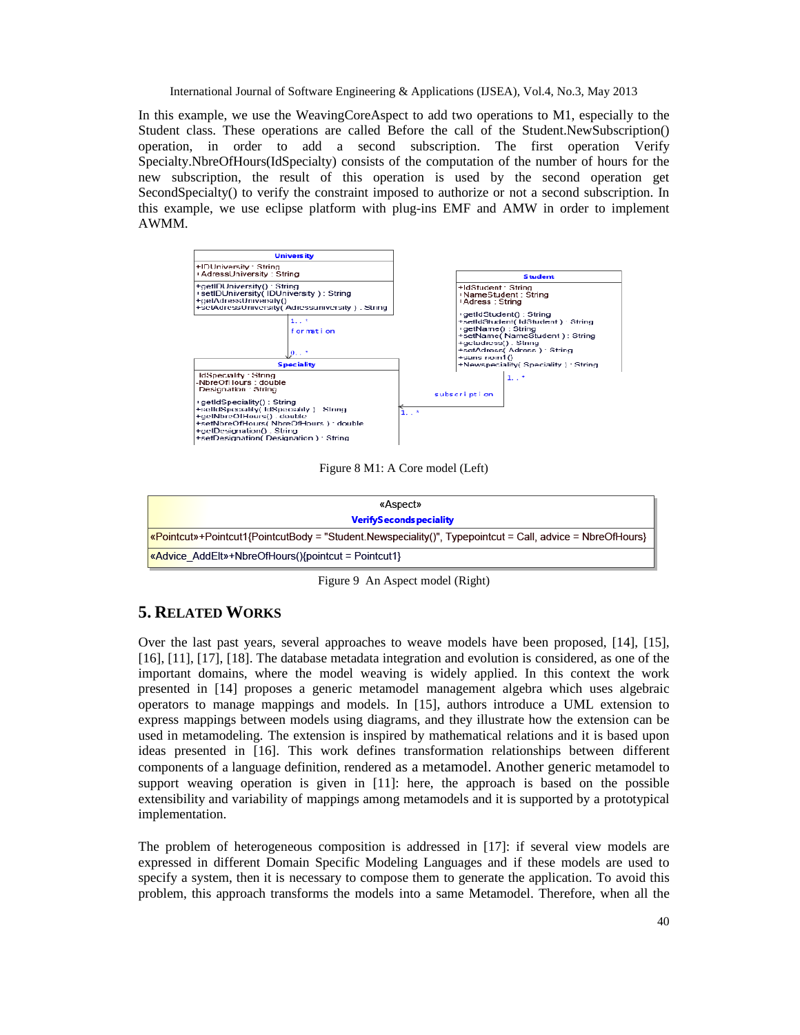In this example, we use the WeavingCoreAspect to add two operations to M1, especially to the Student class. These operations are called Before the call of the Student.NewSubscription() operation, in order to add a second subscription. The first operation Verify Specialty.NbreOfHours(IdSpecialty) consists of the computation of the number of hours for the new subscription, the result of this operation is used by the second operation get SecondSpecialty() to verify the constraint imposed to authorize or not a second subscription. In this example, we use eclipse platform with plug-ins EMF and AMW in order to implement AWMM.

Figure 8 M1: A Core model (Left)

Figure 9 An Aspect model (Right)

## 5. Related Works

Over the last past years, several approaches to weave models have been proposed, [14], [15], [16], [11], [17], [18]. The database metadata integration and evolution is considered, as one of the important domains, where the model weaving is widely applied. In this context the work presented in [14] proposes a generic metamodel management algebra which uses algebraic operators to manage mappings and models. In [15], authors introduce a UML extension to express mappings between models using diagrams, and they illustrate how the extension can be used in metamodeling. The extension is inspired by mathematical relations and it is based upon ideas presented in [16]. This work defines transformation relationships between different components of a language definition, rendered as a metamodel. Another generic metamodel to support weaving operation is given in [11]: here, the approach is based on the possible extensibility and variability of mappings among metamodels and it is supported by a prototypical implementation.

The problem of heterogeneous composition is addressed in [17]: if several view models are expressed in different Domain Specific Modeling Languages and if these models are used to specify a system, then it is necessary to compose them to generate the application. To avoid this problem, this approach transforms the models into a same Metamodel. Therefore, when all the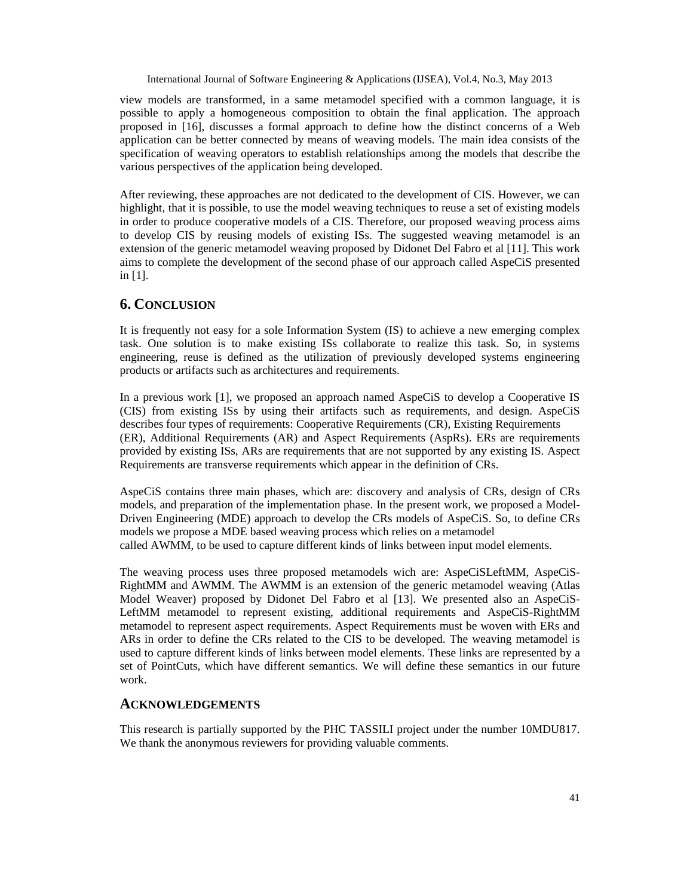view models are transformed, in a same metamodel specified with a common language, it is possible to apply a homogeneous composition to obtain the final application. The approach proposed in [16], discusses a formal approach to define how the distinct concerns of a Web application can be better connected by means of weaving models. The main idea consists of the specification of weaving operators to establish relationships among the models that describe the various perspectives of the application being developed.

After reviewing, these approaches are not dedicated to the development of CIS. However, we can highlight, that it is possible, to use the model weaving techniques to reuse a set of existing models in order to produce cooperative models of a CIS. Therefore, our proposed weaving process aims to develop CIS by reusing models of existing ISs. The suggested weaving metamodel is an extension of the generic metamodel weaving proposed by Didonet Del Fabro et al [11]. This work aims to complete the development of the second phase of our approach called AspeCiS presented in [1].

## 6. CONCLUSION

It is frequently not easy for a sole Information System (IS) to achieve a new emerging complex task. One solution is to make existing ISs collaborate to realize this task. So, in systems engineering, reuse is defined as the utilization of previously developed systems engineering products or artifacts such as architectures and requirements.

In a previous work [1], we proposed an approach named AspeCiS to develop a Cooperative IS (CIS) from existing ISs by using their artifacts such as requirements, and design. AspeCiS describes four types of requirements: Cooperative Requirements (CR), Existing Requirements (ER), Additional Requirements (AR) and Aspect Requirements (AspRs). ERs are requirements provided by existing ISs, ARs are requirements that are not supported by any existing IS. Aspect Requirements are transverse requirements which appear in the definition of CRs.

AspeCiS contains three main phases, which are: discovery and analysis of CRs, design of CRs models, and preparation of the implementation phase. In the present work, we proposed a Model-Driven Engineering (MDE) approach to develop the CRs models of AspeCiS. So, to define CRs models we propose a MDE based weaving process which relies on a metamodel called AWMM, to be used to capture different kinds of links between input model elements.

The weaving process uses three proposed metamodels wich are: AspeCiSLeftMM, AspeCiS-RightMM and AWMM. The AWMM is an extension of the generic metamodel weaving (Atlas Model Weaver) proposed by Didonet Del Fabro et al [13]. We presented also an AspeCiS-LeftMM metamodel to represent existing, additional requirements and AspeCiS-RightMM metamodel to represent aspect requirements. Aspect Requirements must be woven with ERs and ARs in order to define the CRs related to the CIS to be developed. The weaving metamodel is used to capture different kinds of links between model elements. These links are represented by a set of PointCuts, which have different semantics. We will define these semantics in our future work.

## ACKNOWLEDGEMENTS

This research is partially supported by the PHC TASSILI project under the number 10MDU817. We thank the anonymous reviewers for providing valuable comments.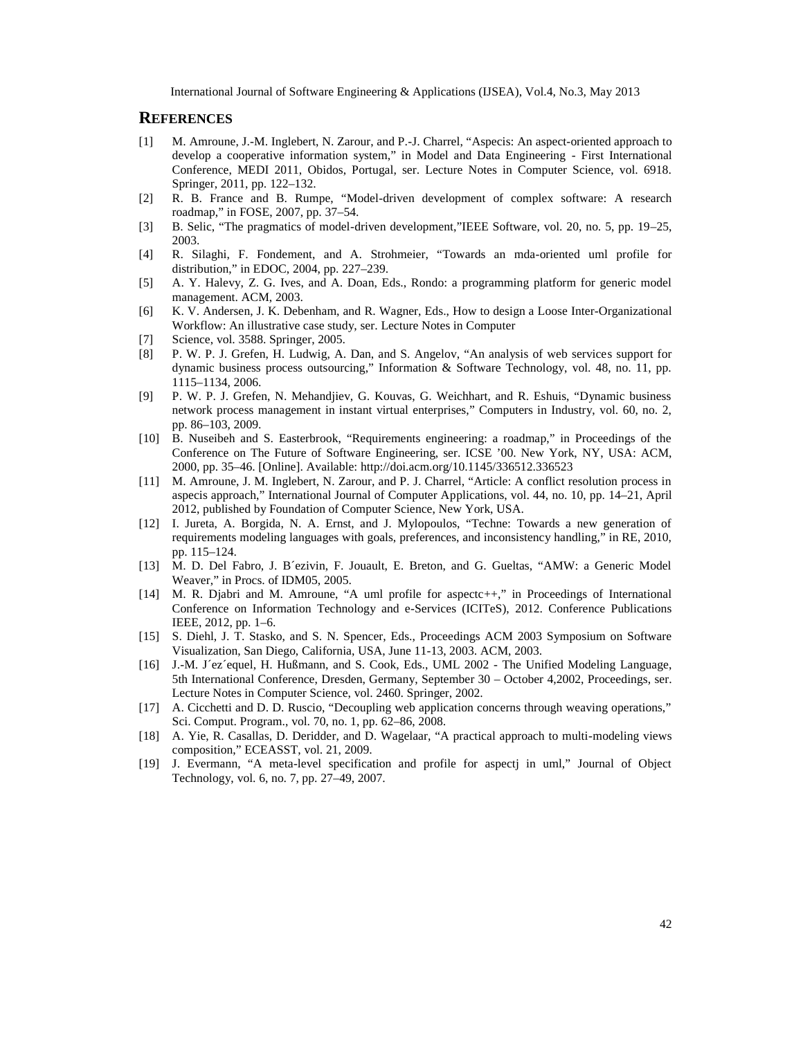## REFERENCES

[1] M. Amroune, J.-M. Inglebert, N. Zarour, and P.-J. Charrel, "Aspecis: An aspect-oriented approach to develop a cooperative information system," in Model and Data Engineering - First International Conference, MEDI 2011, Obidos, Portugal, ser. Lecture Notes in Computer Science, vol. 6918. Springer, 2011, pp. 122–132.

[2] R. B. France and B. Rumpe, "Model-driven development of complex software: A research roadmap," in FOSE, 2007, pp. 37–54.

[3] B. Selic, "The pragmatics of model-driven development,"IEEE Software, vol. 20, no. 5, pp. 19–25, 2003.

[4] R. Silaghi, F. Fondement, and A. Strohmeier, "Towards an mda-oriented uml profile for distribution," in EDOC, 2004, pp. 227–239.

[5] A. Y. Halevy, Z. G. Ives, and A. Doan, Eds., Rondo: a programming platform for generic model management. ACM, 2003.

[6] K. V. Andersen, J. K. Debenham, and R. Wagner, Eds., How to design a Loose Inter-Organizational Workflow: An illustrative case study, ser. Lecture Notes in Computer

[7] Science, vol. 3588. Springer, 2005.

[8] P. W. P. J. Grefen, H. Ludwig, A. Dan, and S. Angelov, "An analysis of web services support for dynamic business process outsourcing," Information & Software Technology, vol. 48, no. 11, pp. 1115–1134, 2006.

[9] P. W. P. J. Grefen, N. Mehandjiev, G. Kouvas, G. Weichhart, and R. Eshuis, "Dynamic business network process management in instant virtual enterprises," Computers in Industry, vol. 60, no. 2, pp. 86–103, 2009.

[10] B. Nuseibeh and S. Easterbrook, "Requirements engineering: a roadmap," in Proceedings of the Conference on The Future of Software Engineering, ser. ICSE '00. New York, NY, USA: ACM, 2000, pp. 35–46. [Online]. Available: http://doi.acm.org/10.1145/336512.336523

[11] M. Amroune, J. M. Inglebert, N. Zarour, and P. J. Charrel, "Article: A conflict resolution process in aspecis approach," International Journal of Computer Applications, vol. 44, no. 10, pp. 14–21, April 2012, published by Foundation of Computer Science, New York, USA.

[12] I. Jureta, A. Borgida, N. A. Ernst, and J. Mylopoulos, "Techne: Towards a new generation of requirements modeling languages with goals, preferences, and inconsistency handling," in RE, 2010, pp. 115–124.

[13] M. D. Del Fabro, J. B´ezivin, F. Jouault, E. Breton, and G. Gueltas, "AMW: a Generic Model Weaver," in Procs. of IDM05, 2005.

[14] M. R. Djabri and M. Amroune, "A uml profile for aspectc++," in Proceedings of International Conference on Information Technology and e-Services (ICITeS), 2012. Conference Publications IEEE, 2012, pp. 1–6.

[15] S. Diehl, J. T. Stasko, and S. N. Spencer, Eds., Proceedings ACM 2003 Symposium on Software Visualization, San Diego, California, USA, June 11-13, 2003. ACM, 2003.

[16] J.-M. J´ez´equel, H. Hußmann, and S. Cook, Eds., UML 2002 - The Unified Modeling Language, 5th International Conference, Dresden, Germany, September 30 – October 4,2002, Proceedings, ser. Lecture Notes in Computer Science, vol. 2460. Springer, 2002.

[17] A. Cicchetti and D. D. Ruscio, "Decoupling web application concerns through weaving operations," Sci. Comput. Program., vol. 70, no. 1, pp. 62–86, 2008.

[18] A. Yie, R. Casallas, D. Deridder, and D. Wagelaar, "A practical approach to multi-modeling views composition," ECEASST, vol. 21, 2009.

[19] J. Evermann, "A meta-level specification and profile for aspectj in uml," Journal of Object Technology, vol. 6, no. 7, pp. 27–49, 2007.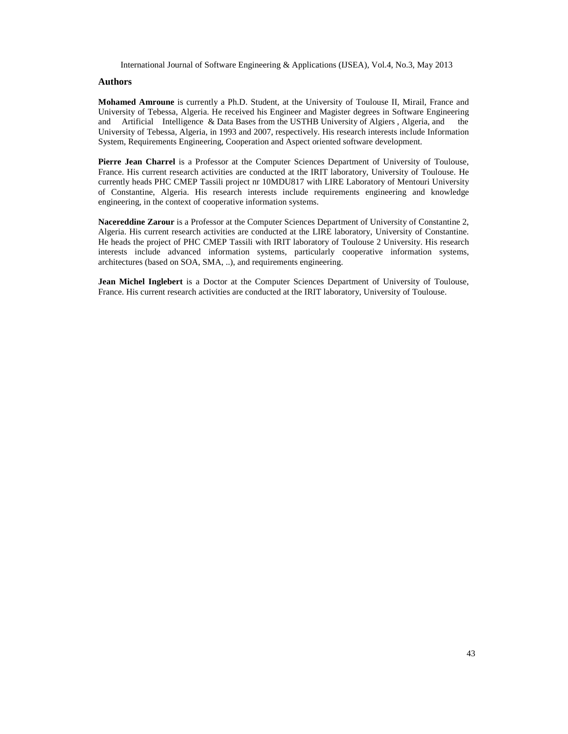## Authors

**Mohamed Amroune** is currently a Ph.D. Student, at the University of Toulouse II, Mirail, France and University of Tebessa, Algeria. He received his Engineer and Magister degrees in Software Engineering and Artificial Intelligence & Data Bases from the USTHB University of Algiers , Algeria, and the University of Tebessa, Algeria, in 1993 and 2007, respectively. His research interests include Information System, Requirements Engineering, Cooperation and Aspect oriented software development.

**Pierre Jean Charrel** is a Professor at the Computer Sciences Department of University of Toulouse, France. His current research activities are conducted at the IRIT laboratory, University of Toulouse. He currently heads PHC CMEP Tassili project nr 10MDU817 with LIRE Laboratory of Mentouri University of Constantine, Algeria. His research interests include requirements engineering and knowledge engineering, in the context of cooperative information systems.

**Nacereddine Zarour** is a Professor at the Computer Sciences Department of University of Constantine 2, Algeria. His current research activities are conducted at the LIRE laboratory, University of Constantine. He heads the project of PHC CMEP Tassili with IRIT laboratory of Toulouse 2 University. His research interests include advanced information systems, particularly cooperative information systems, architectures (based on SOA, SMA, ..), and requirements engineering.

**Jean Michel Inglebert** is a Doctor at the Computer Sciences Department of University of Toulouse, France. His current research activities are conducted at the IRIT laboratory, University of Toulouse.